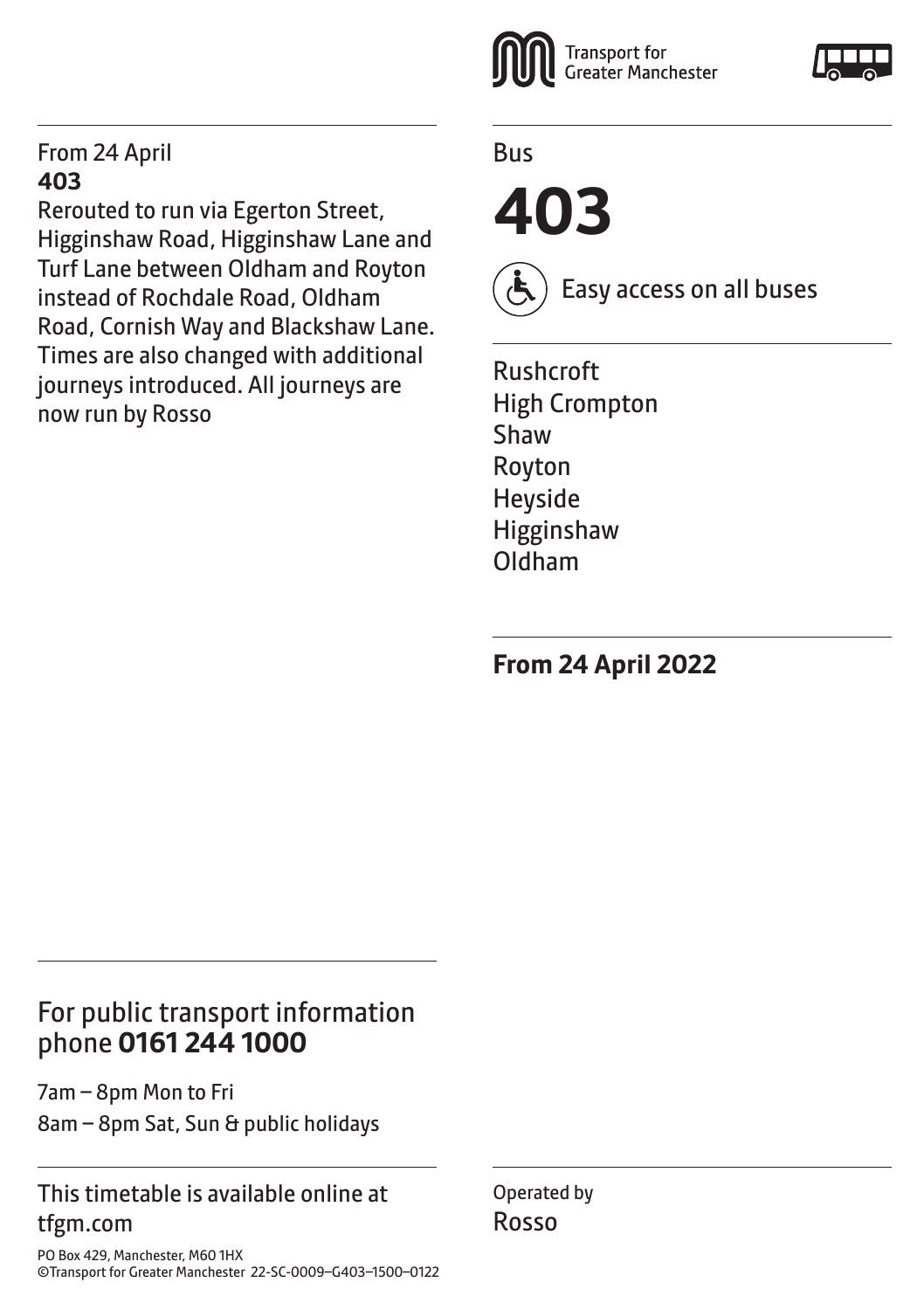Transport for Greater Manchester

Bus

# 403

Easy access on all buses

Rushcroft
High Crompton
Shaw
Royton
Heyside
Higginshaw
Oldham

**From 24 April 2022**

From 24 April
**403**
Rerouted to run via Egerton Street, Higginshaw Road, Higginshaw Lane and Turf Lane between Oldham and Royton instead of Rochdale Road, Oldham Road, Cornish Way and Blackshaw Lane. Times are also changed with additional journeys introduced. All journeys are now run by Rosso

For public transport information phone **0161 244 1000**

7am – 8pm Mon to Fri
8am – 8pm Sat, Sun & public holidays

This timetable is available online at tfgm.com

PO Box 429, Manchester, M60 1HX
©Transport for Greater Manchester 22-SC-0009–G403–1500–0122

Operated by
Rosso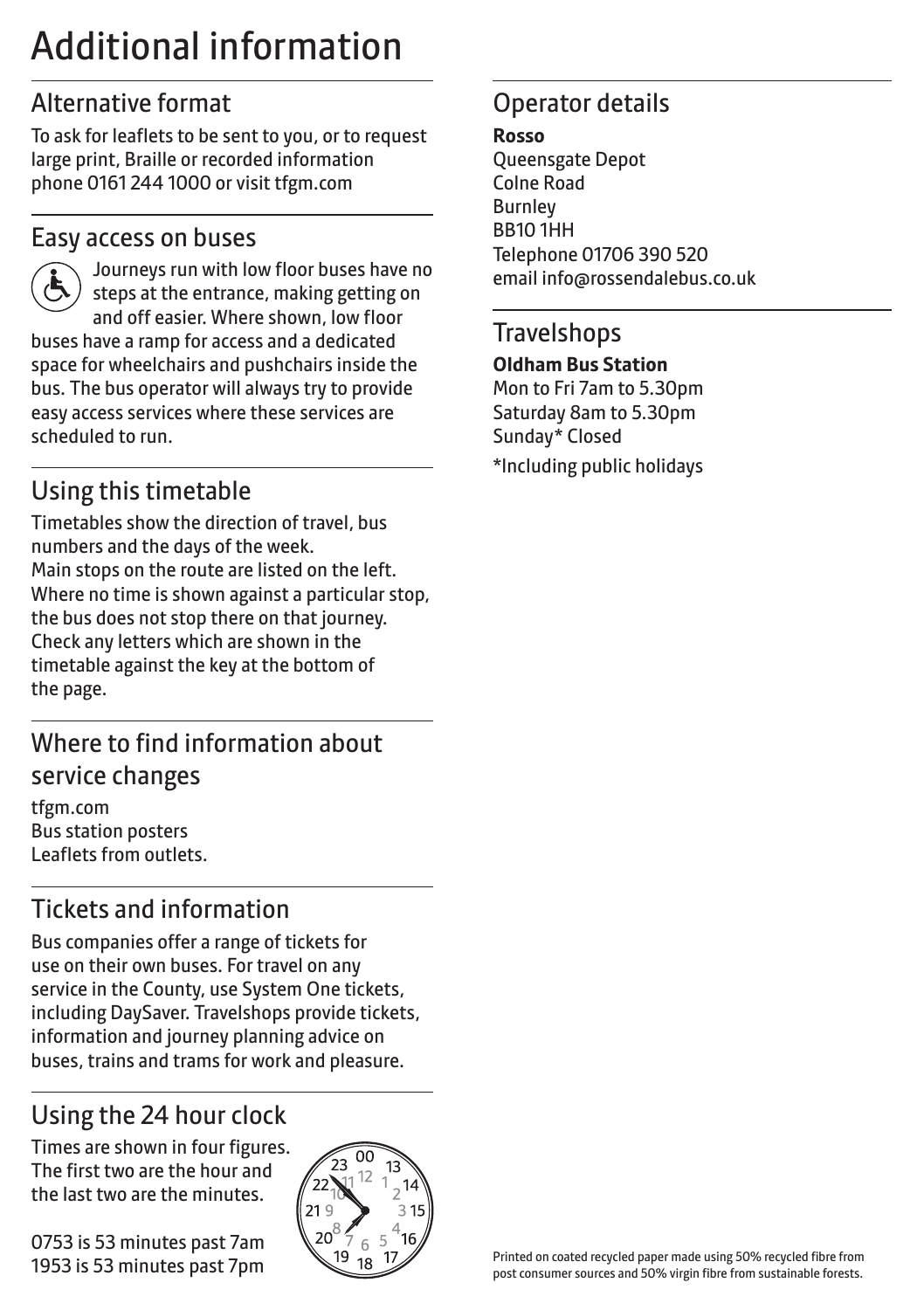# Additional information

## Alternative format

To ask for leaflets to be sent to you, or to request large print, Braille or recorded information phone 0161 244 1000 or visit tfgm.com

## Easy access on buses

Journeys run with low floor buses have no steps at the entrance, making getting on and off easier. Where shown, low floor buses have a ramp for access and a dedicated space for wheelchairs and pushchairs inside the bus. The bus operator will always try to provide easy access services where these services are scheduled to run.

## Using this timetable

Timetables show the direction of travel, bus numbers and the days of the week.
Main stops on the route are listed on the left.
Where no time is shown against a particular stop, the bus does not stop there on that journey.
Check any letters which are shown in the timetable against the key at the bottom of the page.

## Where to find information about service changes

tfgm.com
Bus station posters
Leaflets from outlets.

## Tickets and information

Bus companies offer a range of tickets for use on their own buses. For travel on any service in the County, use System One tickets, including DaySaver. Travelshops provide tickets, information and journey planning advice on buses, trains and trams for work and pleasure.

## Using the 24 hour clock

Times are shown in four figures. The first two are the hour and the last two are the minutes.

0753 is 53 minutes past 7am
1953 is 53 minutes past 7pm

## Operator details

**Rosso**
Queensgate Depot
Colne Road
Burnley
BB10 1HH
Telephone 01706 390 520
email info@rossendalebus.co.uk

## Travelshops

**Oldham Bus Station**
Mon to Fri 7am to 5.30pm
Saturday 8am to 5.30pm
Sunday* Closed

*Including public holidays

Printed on coated recycled paper made using 50% recycled fibre from post consumer sources and 50% virgin fibre from sustainable forests.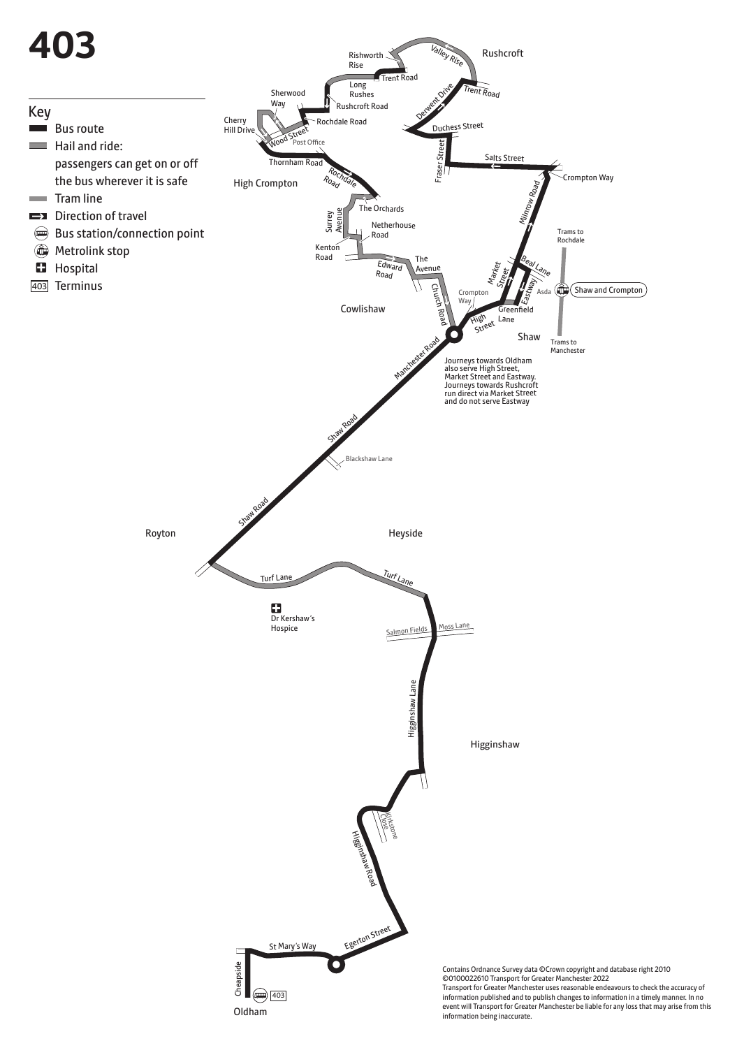# 403

## Key

- Bus route
- Hail and ride: passengers can get on or off the bus wherever it is safe
- Tram line
- Direction of travel
- Bus station/connection point
- Metrolink stop
- Hospital
- 403 Terminus

Rushcroft, Rishworth Rise, Valley Rise, Trent Road, Long Rushes, Sherwood Way, Rushcroft Road, Derwent Drive, Trent Road, Cherry Hill Drive, Rochdale Road, Duchess Street, Wood Street, Post Office, Fraser Street, Thornham Road, Salts Street, Crompton Way, High Crompton, Rochdale Road, Milnrow Road, The Orchards, Surrey Avenue, Netherhouse Road, Trams to Rochdale, Kenton Road, The Avenue, Edward Road, Market Street, Beal Lane, Church Road, Eastway, Asda, Shaw and Crompton, Crompton Way, Cowlishaw, Greenfield Lane, High Street, Shaw, Trams to Manchester, Manchester Road

Journeys towards Oldham also serve High Street, Market Street and Eastway. Journeys towards Rushcroft run direct via Market Street and do not serve Eastway

Shaw Road, Blackshaw Lane, Shaw Road, Royton, Heyside, Turf Lane, Turf Lane, Dr Kershaw's Hospice, Salmon Fields, Moss Lane, Higginshaw Lane, Higginshaw, Kirkstone Close, Higginshaw Road, Egerton Street, St Mary's Way, Cheapside, 403, Oldham

Contains Ordnance Survey data ©Crown copyright and database right 2010 ©0100022610 Transport for Greater Manchester 2022
Transport for Greater Manchester uses reasonable endeavours to check the accuracy of information published and to publish changes to information in a timely manner. In no event will Transport for Greater Manchester be liable for any loss that may arise from this information being inaccurate.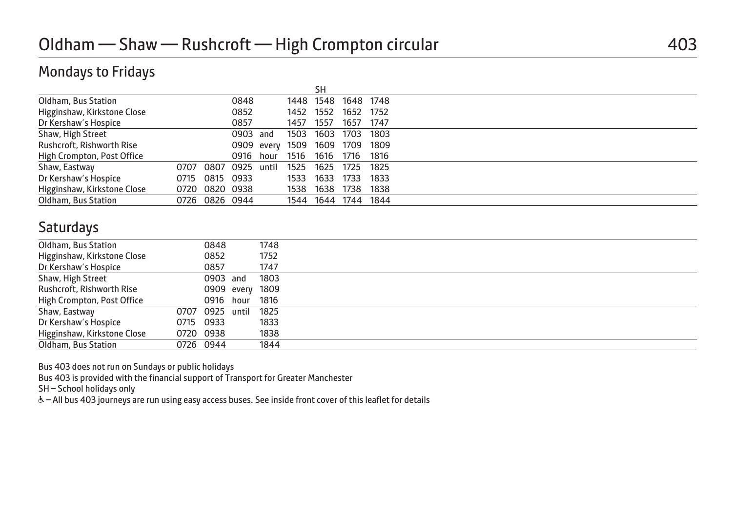# Oldham — Shaw — Rushcroft — High Crompton circular

## 403

## Mondays to Fridays

| | | | | | | | | |
|---|---|---|---|---|---|---|---|---|
| | | | | | | SH | | |
| Oldham, Bus Station | | | 0848 | | 1448 | 1548 | 1648 | 1748 |
| Higginshaw, Kirkstone Close | | | 0852 | | 1452 | 1552 | 1652 | 1752 |
| Dr Kershaw's Hospice | | | 0857 | | 1457 | 1557 | 1657 | 1747 |
| Shaw, High Street | | | 0903 | and | 1503 | 1603 | 1703 | 1803 |
| Rushcroft, Rishworth Rise | | | 0909 | every | 1509 | 1609 | 1709 | 1809 |
| High Crompton, Post Office | | | 0916 | hour | 1516 | 1616 | 1716 | 1816 |
| Shaw, Eastway | 0707 | 0807 | 0925 | until | 1525 | 1625 | 1725 | 1825 |
| Dr Kershaw's Hospice | 0715 | 0815 | 0933 | | 1533 | 1633 | 1733 | 1833 |
| Higginshaw, Kirkstone Close | 0720 | 0820 | 0938 | | 1538 | 1638 | 1738 | 1838 |
| Oldham, Bus Station | 0726 | 0826 | 0944 | | 1544 | 1644 | 1744 | 1844 |

## Saturdays

| | | | | |
|---|---|---|---|---|
| Oldham, Bus Station | | 0848 | | 1748 |
| Higginshaw, Kirkstone Close | | 0852 | | 1752 |
| Dr Kershaw's Hospice | | 0857 | | 1747 |
| Shaw, High Street | | 0903 | and | 1803 |
| Rushcroft, Rishworth Rise | | 0909 | every | 1809 |
| High Crompton, Post Office | | 0916 | hour | 1816 |
| Shaw, Eastway | 0707 | 0925 | until | 1825 |
| Dr Kershaw's Hospice | 0715 | 0933 | | 1833 |
| Higginshaw, Kirkstone Close | 0720 | 0938 | | 1838 |
| Oldham, Bus Station | 0726 | 0944 | | 1844 |

Bus 403 does not run on Sundays or public holidays

Bus 403 is provided with the financial support of Transport for Greater Manchester

SH – School holidays only

♿ – All bus 403 journeys are run using easy access buses. See inside front cover of this leaflet for details